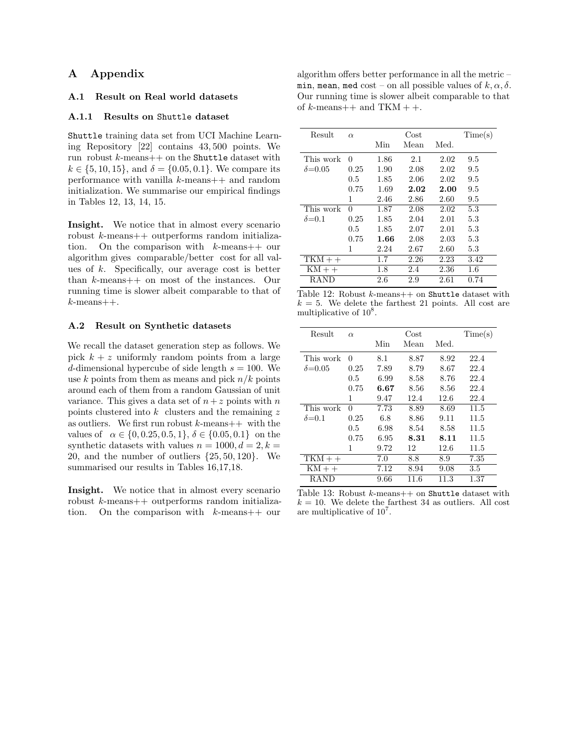# A Appendix

## A.1 Result on Real world datasets

### A.1.1 Results on Shuttle dataset

Shuttle training data set from UCI Machine Learning Repository [22] contains 43,500 points. We run robust $k$-means++ on the Shuttle dataset with $k \in \{5, 10, 15\}$, and $\delta = \{0.05, 0.1\}$. We compare its performance with vanilla $k$-means++ and random initialization. We summarise our empirical findings in Tables 12, 13, 14, 15.

**Insight.** We notice that in almost every scenario robust $k$-means++ outperforms random initialization. On the comparison with $k$-means++ our algorithm gives comparable/better cost for all values of $k$. Specifically, our average cost is better than $k$-means++ on most of the instances. Our running time is slower albeit comparable to that of $k$-means++.

## A.2 Result on Synthetic datasets

We recall the dataset generation step as follows. We pick $k + z$ uniformly random points from a large $d$-dimensional hypercube of side length $s = 100$. We use $k$ points from them as means and pick $n/k$ points around each of them from a random Gaussian of unit variance. This gives a data set of $n + z$ points with $n$ points clustered into $k$ clusters and the remaining $z$ as outliers. We first run robust $k$-means++ with the values of $\alpha \in \{0, 0.25, 0.5, 1\}$, $\delta \in \{0.05, 0.1\}$ on the synthetic datasets with values $n = 1000, d = 2, k = 20$, and the number of outliers $\{25, 50, 120\}$. We summarised our results in Tables 16,17,18.

**Insight.** We notice that in almost every scenario robust $k$-means++ outperforms random initialization. On the comparison with $k$-means++ our algorithm offers better performance in all the metric – min, mean, med cost – on all possible values of $k, \alpha, \delta$. Our running time is slower albeit comparable to that of $k$-means++ and TKM + +.

| Result | $\alpha$ | Cost | | | Time(s) |
|---|---|---|---|---|---|
| | | Min | Mean | Med. | |
| This work | 0 | 1.86 | 2.1 | 2.02 | 9.5 |
| $\delta$=0.05 | 0.25 | 1.90 | 2.08 | 2.02 | 9.5 |
| | 0.5 | 1.85 | 2.06 | 2.02 | 9.5 |
| | 0.75 | 1.69 | **2.02** | **2.00** | 9.5 |
| | 1 | 2.46 | 2.86 | 2.60 | 9.5 |
| This work | 0 | 1.87 | 2.08 | 2.02 | 5.3 |
| $\delta$=0.1 | 0.25 | 1.85 | 2.04 | 2.01 | 5.3 |
| | 0.5 | 1.85 | 2.07 | 2.01 | 5.3 |
| | 0.75 | **1.66** | 2.08 | 2.03 | 5.3 |
| | 1 | 2.24 | 2.67 | 2.60 | 5.3 |
| TKM + + | | 1.7 | 2.26 | 2.23 | 3.42 |
| KM + + | | 1.8 | 2.4 | 2.36 | 1.6 |
| RAND | | 2.6 | 2.9 | 2.61 | 0.74 |

Table 12: Robust $k$-means++ on Shuttle dataset with $k = 5$. We delete the farthest 21 points. All cost are multiplicative of $10^8$.

| Result | $\alpha$ | Cost | | | Time(s) |
|---|---|---|---|---|---|
| | | Min | Mean | Med. | |
| This work | 0 | 8.1 | 8.87 | 8.92 | 22.4 |
| $\delta$=0.05 | 0.25 | 7.89 | 8.79 | 8.67 | 22.4 |
| | 0.5 | 6.99 | 8.58 | 8.76 | 22.4 |
| | 0.75 | **6.67** | 8.56 | 8.56 | 22.4 |
| | 1 | 9.47 | 12.4 | 12.6 | 22.4 |
| This work | 0 | 7.73 | 8.89 | 8.69 | 11.5 |
| $\delta$=0.1 | 0.25 | 6.8 | 8.86 | 9.11 | 11.5 |
| | 0.5 | 6.98 | 8.54 | 8.58 | 11.5 |
| | 0.75 | 6.95 | **8.31** | **8.11** | 11.5 |
| | 1 | 9.72 | 12 | 12.6 | 11.5 |
| TKM + + | | 7.0 | 8.8 | 8.9 | 7.35 |
| KM + + | | 7.12 | 8.94 | 9.08 | 3.5 |
| RAND | | 9.66 | 11.6 | 11.3 | 1.37 |

Table 13: Robust $k$-means++ on Shuttle dataset with $k = 10$. We delete the farthest 34 as outliers. All cost are multiplicative of $10^7$.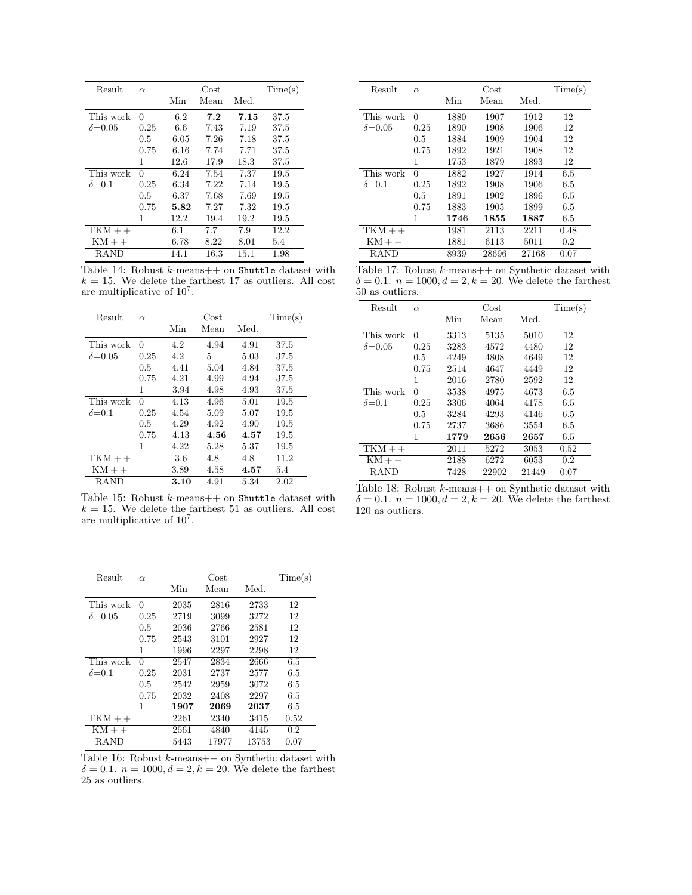| Result | $\alpha$ | Cost | | | Time(s) |
|---|---|---|---|---|---|
| | | Min | Mean | Med. | |
| This work | 0 | 6.2 | **7.2** | **7.15** | 37.5 |
| $\delta$=0.05 | 0.25 | 6.6 | 7.43 | 7.19 | 37.5 |
| | 0.5 | 6.05 | 7.26 | 7.18 | 37.5 |
| | 0.75 | 6.16 | 7.74 | 7.71 | 37.5 |
| | 1 | 12.6 | 17.9 | 18.3 | 37.5 |
| This work | 0 | 6.24 | 7.54 | 7.37 | 19.5 |
| $\delta$=0.1 | 0.25 | 6.34 | 7.22 | 7.14 | 19.5 |
| | 0.5 | 6.37 | 7.68 | 7.69 | 19.5 |
| | 0.75 | **5.82** | 7.27 | 7.32 | 19.5 |
| | 1 | 12.2 | 19.4 | 19.2 | 19.5 |
| TKM++ | | 6.1 | 7.7 | 7.9 | 12.2 |
| KM++ | | 6.78 | 8.22 | 8.01 | 5.4 |
| RAND | | 14.1 | 16.3 | 15.1 | 1.98 |

Table 14: Robust $k$-means++ on Shuttle dataset with $k = 15$. We delete the farthest 17 as outliers. All cost are multiplicative of $10^7$.

| Result | $\alpha$ | Cost | | | Time(s) |
|---|---|---|---|---|---|
| | | Min | Mean | Med. | |
| This work | 0 | 4.2 | 4.94 | 4.91 | 37.5 |
| $\delta$=0.05 | 0.25 | 4.2 | 5 | 5.03 | 37.5 |
| | 0.5 | 4.41 | 5.04 | 4.84 | 37.5 |
| | 0.75 | 4.21 | 4.99 | 4.94 | 37.5 |
| | 1 | 3.94 | 4.98 | 4.93 | 37.5 |
| This work | 0 | 4.13 | 4.96 | 5.01 | 19.5 |
| $\delta$=0.1 | 0.25 | 4.54 | 5.09 | 5.07 | 19.5 |
| | 0.5 | 4.29 | 4.92 | 4.90 | 19.5 |
| | 0.75 | 4.13 | **4.56** | **4.57** | 19.5 |
| | 1 | 4.22 | 5.28 | 5.37 | 19.5 |
| TKM++ | | 3.6 | 4.8 | 4.8 | 11.2 |
| KM++ | | 3.89 | 4.58 | **4.57** | 5.4 |
| RAND | | **3.10** | 4.91 | 5.34 | 2.02 |

Table 15: Robust $k$-means++ on Shuttle dataset with $k = 15$. We delete the farthest 51 as outliers. All cost are multiplicative of $10^7$.

| Result | $\alpha$ | Cost | | | Time(s) |
|---|---|---|---|---|---|
| | | Min | Mean | Med. | |
| This work | 0 | 2035 | 2816 | 2733 | 12 |
| $\delta$=0.05 | 0.25 | 2719 | 3099 | 3272 | 12 |
| | 0.5 | 2036 | 2766 | 2581 | 12 |
| | 0.75 | 2543 | 3101 | 2927 | 12 |
| | 1 | 1996 | 2297 | 2298 | 12 |
| This work | 0 | 2547 | 2834 | 2666 | 6.5 |
| $\delta$=0.1 | 0.25 | 2031 | 2737 | 2577 | 6.5 |
| | 0.5 | 2542 | 2959 | 3072 | 6.5 |
| | 0.75 | 2032 | 2408 | 2297 | 6.5 |
| | 1 | **1907** | **2069** | **2037** | 6.5 |
| TKM++ | | 2261 | 2340 | 3415 | 0.52 |
| KM++ | | 2561 | 4840 | 4145 | 0.2 |
| RAND | | 5443 | 17977 | 13753 | 0.07 |

Table 16: Robust $k$-means++ on Synthetic dataset with $\delta = 0.1$. $n = 1000, d = 2, k = 20$. We delete the farthest 25 as outliers.

| Result | $\alpha$ | Cost | | | Time(s) |
|---|---|---|---|---|---|
| | | Min | Mean | Med. | |
| This work | 0 | 1880 | 1907 | 1912 | 12 |
| $\delta$=0.05 | 0.25 | 1890 | 1908 | 1906 | 12 |
| | 0.5 | 1884 | 1909 | 1904 | 12 |
| | 0.75 | 1892 | 1921 | 1908 | 12 |
| | 1 | 1753 | 1879 | 1893 | 12 |
| This work | 0 | 1882 | 1927 | 1914 | 6.5 |
| $\delta$=0.1 | 0.25 | 1892 | 1908 | 1906 | 6.5 |
| | 0.5 | 1891 | 1902 | 1896 | 6.5 |
| | 0.75 | 1883 | 1905 | 1899 | 6.5 |
| | 1 | **1746** | **1855** | **1887** | 6.5 |
| TKM++ | | 1981 | 2113 | 2211 | 0.48 |
| KM++ | | 1881 | 6113 | 5011 | 0.2 |
| RAND | | 8939 | 28696 | 27168 | 0.07 |

Table 17: Robust $k$-means++ on Synthetic dataset with $\delta = 0.1$. $n = 1000, d = 2, k = 20$. We delete the farthest 50 as outliers.

| Result | $\alpha$ | Cost | | | Time(s) |
|---|---|---|---|---|---|
| | | Min | Mean | Med. | |
| This work | 0 | 3313 | 5135 | 5010 | 12 |
| $\delta$=0.05 | 0.25 | 3283 | 4572 | 4480 | 12 |
| | 0.5 | 4249 | 4808 | 4649 | 12 |
| | 0.75 | 2514 | 4647 | 4449 | 12 |
| | 1 | 2016 | 2780 | 2592 | 12 |
| This work | 0 | 3538 | 4975 | 4673 | 6.5 |
| $\delta$=0.1 | 0.25 | 3306 | 4064 | 4178 | 6.5 |
| | 0.5 | 3284 | 4293 | 4146 | 6.5 |
| | 0.75 | 2737 | 3686 | 3554 | 6.5 |
| | 1 | **1779** | **2656** | **2657** | 6.5 |
| TKM++ | | 2011 | 5272 | 3053 | 0.52 |
| KM++ | | 2188 | 6272 | 6053 | 0.2 |
| RAND | | 7428 | 22902 | 21449 | 0.07 |

Table 18: Robust $k$-means++ on Synthetic dataset with $\delta = 0.1$. $n = 1000, d = 2, k = 20$. We delete the farthest 120 as outliers.